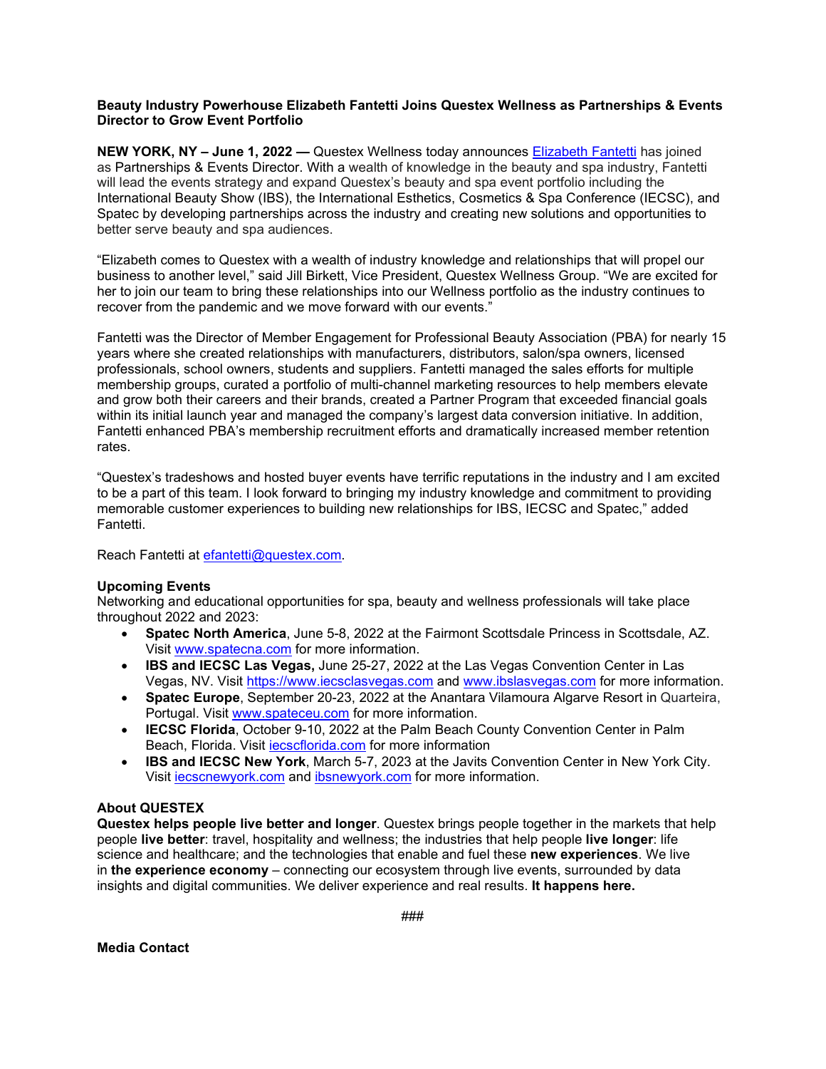**Beauty Industry Powerhouse Elizabeth Fantetti Joins Questex Wellness as Partnerships & Events Director to Grow Event Portfolio**

**NEW YORK, NY – June 1, 2022 —** Questex Wellness today announces Elizabeth Fantetti has joined as Partnerships & Events Director. With a wealth of knowledge in the beauty and spa industry, Fantetti will lead the events strategy and expand Questex's beauty and spa event portfolio including the International Beauty Show (IBS), the International Esthetics, Cosmetics & Spa Conference (IECSC), and Spatec by developing partnerships across the industry and creating new solutions and opportunities to better serve beauty and spa audiences.

"Elizabeth comes to Questex with a wealth of industry knowledge and relationships that will propel our business to another level," said Jill Birkett, Vice President, Questex Wellness Group. "We are excited for her to join our team to bring these relationships into our Wellness portfolio as the industry continues to recover from the pandemic and we move forward with our events."

Fantetti was the Director of Member Engagement for Professional Beauty Association (PBA) for nearly 15 years where she created relationships with manufacturers, distributors, salon/spa owners, licensed professionals, school owners, students and suppliers. Fantetti managed the sales efforts for multiple membership groups, curated a portfolio of multi-channel marketing resources to help members elevate and grow both their careers and their brands, created a Partner Program that exceeded financial goals within its initial launch year and managed the company's largest data conversion initiative. In addition, Fantetti enhanced PBA's membership recruitment efforts and dramatically increased member retention rates.

"Questex's tradeshows and hosted buyer events have terrific reputations in the industry and I am excited to be a part of this team. I look forward to bringing my industry knowledge and commitment to providing memorable customer experiences to building new relationships for IBS, IECSC and Spatec," added Fantetti.

Reach Fantetti at efantetti@questex.com.

**Upcoming Events**

Networking and educational opportunities for spa, beauty and wellness professionals will take place throughout 2022 and 2023:

- **Spatec North America**, June 5-8, 2022 at the Fairmont Scottsdale Princess in Scottsdale, AZ. Visit www.spatecna.com for more information.
- **IBS and IECSC Las Vegas,** June 25-27, 2022 at the Las Vegas Convention Center in Las Vegas, NV. Visit https://www.iecsclasvegas.com and www.ibslasvegas.com for more information.
- **Spatec Europe**, September 20-23, 2022 at the Anantara Vilamoura Algarve Resort in Quarteira, Portugal. Visit www.spateceu.com for more information.
- **IECSC Florida**, October 9-10, 2022 at the Palm Beach County Convention Center in Palm Beach, Florida. Visit iecscflorida.com for more information
- **IBS and IECSC New York**, March 5-7, 2023 at the Javits Convention Center in New York City. Visit iecscnewyork.com and ibsnewyork.com for more information.

**About QUESTEX**

**Questex helps people live better and longer**. Questex brings people together in the markets that help people **live better**: travel, hospitality and wellness; the industries that help people **live longer**: life science and healthcare; and the technologies that enable and fuel these **new experiences**. We live in **the experience economy** – connecting our ecosystem through live events, surrounded by data insights and digital communities. We deliver experience and real results. **It happens here.**

###

**Media Contact**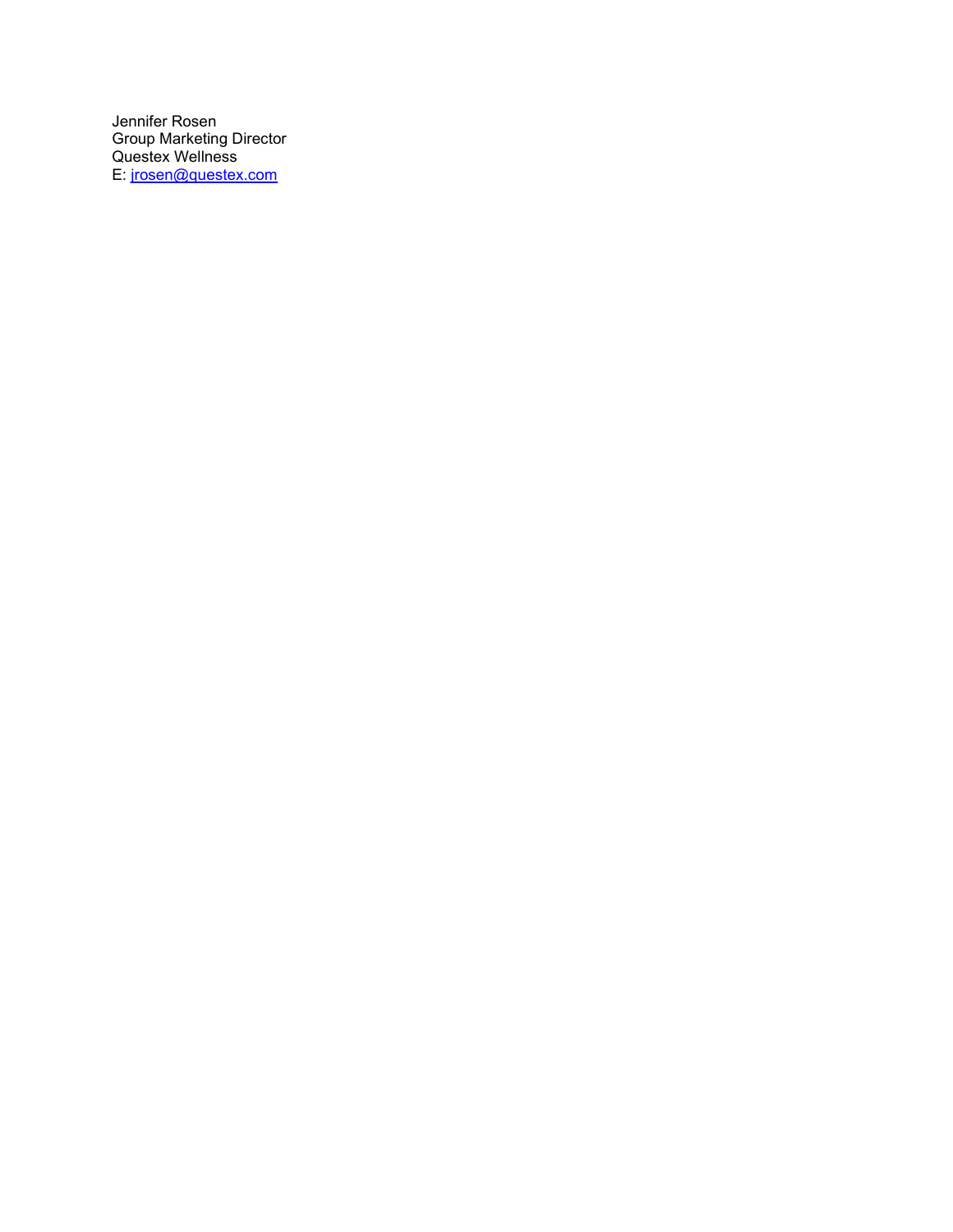Jennifer Rosen
Group Marketing Director
Questex Wellness
E: jrosen@questex.com